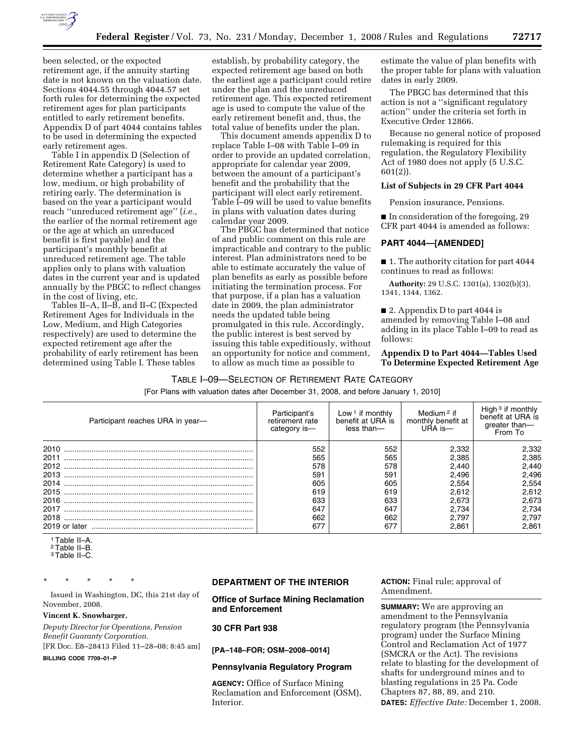been selected, or the expected retirement age, if the annuity starting date is not known on the valuation date. Sections 4044.55 through 4044.57 set forth rules for determining the expected retirement ages for plan participants entitled to early retirement benefits. Appendix D of part 4044 contains tables to be used in determining the expected early retirement ages.

Table I in appendix D (Selection of Retirement Rate Category) is used to determine whether a participant has a low, medium, or high probability of retiring early. The determination is based on the year a participant would reach ''unreduced retirement age'' (*i.e.*, the earlier of the normal retirement age or the age at which an unreduced benefit is first payable) and the participant's monthly benefit at unreduced retirement age. The table applies only to plans with valuation dates in the current year and is updated annually by the PBGC to reflect changes in the cost of living, etc.

Tables II–A, II–B, and II–C (Expected Retirement Ages for Individuals in the Low, Medium, and High Categories respectively) are used to determine the expected retirement age after the probability of early retirement has been determined using Table I. These tables establish, by probability category, the expected retirement age based on both the earliest age a participant could retire under the plan and the unreduced retirement age. This expected retirement age is used to compute the value of the early retirement benefit and, thus, the total value of benefits under the plan.

This document amends appendix D to replace Table I–08 with Table I–09 in order to provide an updated correlation, appropriate for calendar year 2009, between the amount of a participant's benefit and the probability that the participant will elect early retirement. Table I–09 will be used to value benefits in plans with valuation dates during calendar year 2009.

The PBGC has determined that notice of and public comment on this rule are impracticable and contrary to the public interest. Plan administrators need to be able to estimate accurately the value of plan benefits as early as possible before initiating the termination process. For that purpose, if a plan has a valuation date in 2009, the plan administrator needs the updated table being promulgated in this rule. Accordingly, the public interest is best served by issuing this table expeditiously, without an opportunity for notice and comment, to allow as much time as possible to estimate the value of plan benefits with the proper table for plans with valuation dates in early 2009.

The PBGC has determined that this action is not a ''significant regulatory action'' under the criteria set forth in Executive Order 12866.

Because no general notice of proposed rulemaking is required for this regulation, the Regulatory Flexibility Act of 1980 does not apply (5 U.S.C. 601(2)).

**List of Subjects in 29 CFR Part 4044**

Pension insurance, Pensions.

■ In consideration of the foregoing, 29 CFR part 4044 is amended as follows:

## PART 4044—[AMENDED]

■ 1. The authority citation for part 4044 continues to read as follows:

**Authority:** 29 U.S.C. 1301(a), 1302(b)(3), 1341, 1344, 1362.

■ 2. Appendix D to part 4044 is amended by removing Table I–08 and adding in its place Table I–09 to read as follows:

### Appendix D to Part 4044—Tables Used To Determine Expected Retirement Age

TABLE I–09—SELECTION OF RETIREMENT RATE CATEGORY

[For Plans with valuation dates after December 31, 2008, and before January 1, 2010]

| Participant reaches URA in year— | Participant's retirement rate category is— | Low [1] if monthly benefit at URA is less than— | Medium [2] if monthly benefit at URA is— | High [3] if monthly benefit at URA is greater than— From To |
|---|---|---|---|---|
| 2010 | 552 | 552 | 2,332 | 2,332 |
| 2011 | 565 | 565 | 2,385 | 2,385 |
| 2012 | 578 | 578 | 2,440 | 2,440 |
| 2013 | 591 | 591 | 2,496 | 2,496 |
| 2014 | 605 | 605 | 2,554 | 2,554 |
| 2015 | 619 | 619 | 2,612 | 2,612 |
| 2016 | 633 | 633 | 2,673 | 2,673 |
| 2017 | 647 | 647 | 2,734 | 2,734 |
| 2018 | 662 | 662 | 2,797 | 2,797 |
| 2019 or later | 677 | 677 | 2,861 | 2,861 |

[1] Table II–A.
[2] Table II–B.
[3] Table II–C.

\* \* \* \* \*

Issued in Washington, DC, this 21st day of November, 2008.

**Vincent K. Snowbarger,**

*Deputy Director for Operations, Pension Benefit Guaranty Corporation.*

[FR Doc. E8–28413 Filed 11–28–08; 8:45 am]

**BILLING CODE 7709–01–P**

## DEPARTMENT OF THE INTERIOR

### Office of Surface Mining Reclamation and Enforcement

### 30 CFR Part 938

**[PA–148–FOR; OSM–2008–0014]**

### Pennsylvania Regulatory Program

**AGENCY:** Office of Surface Mining Reclamation and Enforcement (OSM), Interior.

**ACTION:** Final rule; approval of Amendment.

**SUMMARY:** We are approving an amendment to the Pennsylvania regulatory program (the Pennsylvania program) under the Surface Mining Control and Reclamation Act of 1977 (SMCRA or the Act). The revisions relate to blasting for the development of shafts for underground mines and to blasting regulations in 25 Pa. Code Chapters 87, 88, 89, and 210.

**DATES:** *Effective Date:* December 1, 2008.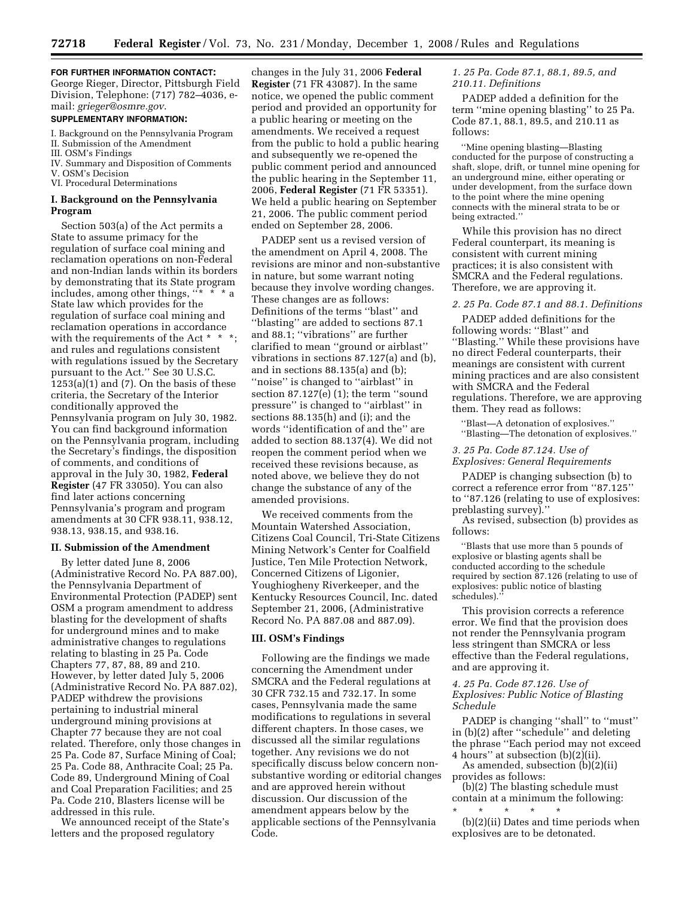**FOR FURTHER INFORMATION CONTACT:** George Rieger, Director, Pittsburgh Field Division, Telephone: (717) 782–4036, e-mail: *grieger@osmre.gov*.

**SUPPLEMENTARY INFORMATION:**

I. Background on the Pennsylvania Program
II. Submission of the Amendment
III. OSM's Findings
IV. Summary and Disposition of Comments
V. OSM's Decision
VI. Procedural Determinations

## I. Background on the Pennsylvania Program

Section 503(a) of the Act permits a State to assume primacy for the regulation of surface coal mining and reclamation operations on non-Federal and non-Indian lands within its borders by demonstrating that its State program includes, among other things, "* * * a State law which provides for the regulation of surface coal mining and reclamation operations in accordance with the requirements of the Act * * *; and rules and regulations consistent with regulations issued by the Secretary pursuant to the Act." See 30 U.S.C. 1253(a)(1) and (7). On the basis of these criteria, the Secretary of the Interior conditionally approved the Pennsylvania program on July 30, 1982. You can find background information on the Pennsylvania program, including the Secretary's findings, the disposition of comments, and conditions of approval in the July 30, 1982, **Federal Register** (47 FR 33050). You can also find later actions concerning Pennsylvania's program and program amendments at 30 CFR 938.11, 938.12, 938.13, 938.15, and 938.16.

## II. Submission of the Amendment

By letter dated June 8, 2006 (Administrative Record No. PA 887.00), the Pennsylvania Department of Environmental Protection (PADEP) sent OSM a program amendment to address blasting for the development of shafts for underground mines and to make administrative changes to regulations relating to blasting in 25 Pa. Code Chapters 77, 87, 88, 89 and 210. However, by letter dated July 5, 2006 (Administrative Record No. PA 887.02), PADEP withdrew the provisions pertaining to industrial mineral underground mining provisions at Chapter 77 because they are not coal related. Therefore, only those changes in 25 Pa. Code 87, Surface Mining of Coal; 25 Pa. Code 88, Anthracite Coal; 25 Pa. Code 89, Underground Mining of Coal and Coal Preparation Facilities; and 25 Pa. Code 210, Blasters license will be addressed in this rule.

We announced receipt of the State's letters and the proposed regulatory changes in the July 31, 2006 **Federal Register** (71 FR 43087). In the same notice, we opened the public comment period and provided an opportunity for a public hearing or meeting on the amendments. We received a request from the public to hold a public hearing and subsequently we re-opened the public comment period and announced the public hearing in the September 11, 2006, **Federal Register** (71 FR 53351). We held a public hearing on September 21, 2006. The public comment period ended on September 28, 2006.

PADEP sent us a revised version of the amendment on April 4, 2008. The revisions are minor and non-substantive in nature, but some warrant noting because they involve wording changes. These changes are as follows: Definitions of the terms "blast" and "blasting" are added to sections 87.1 and 88.1; "vibrations" are further clarified to mean "ground or airblast" vibrations in sections 87.127(a) and (b), and in sections 88.135(a) and (b); "noise" is changed to "airblast" in section 87.127(e) (1); the term "sound pressure" is changed to "airblast" in sections 88.135(h) and (i); and the words "identification of and the" are added to section 88.137(4). We did not reopen the comment period when we received these revisions because, as noted above, we believe they do not change the substance of any of the amended provisions.

We received comments from the Mountain Watershed Association, Citizens Coal Council, Tri-State Citizens Mining Network's Center for Coalfield Justice, Ten Mile Protection Network, Concerned Citizens of Ligonier, Youghiogheny Riverkeeper, and the Kentucky Resources Council, Inc. dated September 21, 2006, (Administrative Record No. PA 887.08 and 887.09).

## III. OSM's Findings

Following are the findings we made concerning the Amendment under SMCRA and the Federal regulations at 30 CFR 732.15 and 732.17. In some cases, Pennsylvania made the same modifications to regulations in several different chapters. In those cases, we discussed all the similar regulations together. Any revisions we do not specifically discuss below concern non-substantive wording or editorial changes and are approved herein without discussion. Our discussion of the amendment appears below by the applicable sections of the Pennsylvania Code.

### *1. 25 Pa. Code 87.1, 88.1, 89.5, and 210.11. Definitions*

PADEP added a definition for the term "mine opening blasting" to 25 Pa. Code 87.1, 88.1, 89.5, and 210.11 as follows:

"Mine opening blasting—Blasting conducted for the purpose of constructing a shaft, slope, drift, or tunnel mine opening for an underground mine, either operating or under development, from the surface down to the point where the mine opening connects with the mineral strata to be or being extracted."

While this provision has no direct Federal counterpart, its meaning is consistent with current mining practices; it is also consistent with SMCRA and the Federal regulations. Therefore, we are approving it.

### *2. 25 Pa. Code 87.1 and 88.1. Definitions*

PADEP added definitions for the following words: "Blast" and "Blasting." While these provisions have no direct Federal counterparts, their meanings are consistent with current mining practices and are also consistent with SMCRA and the Federal regulations. Therefore, we are approving them. They read as follows:

"Blast—A detonation of explosives."
"Blasting—The detonation of explosives."

### *3. 25 Pa. Code 87.124. Use of Explosives: General Requirements*

PADEP is changing subsection (b) to correct a reference error from "87.125" to "87.126 (relating to use of explosives: preblasting survey)."

As revised, subsection (b) provides as follows:

"Blasts that use more than 5 pounds of explosive or blasting agents shall be conducted according to the schedule required by section 87.126 (relating to use of explosives: public notice of blasting schedules)."

This provision corrects a reference error. We find that the provision does not render the Pennsylvania program less stringent than SMCRA or less effective than the Federal regulations, and are approving it.

### *4. 25 Pa. Code 87.126. Use of Explosives: Public Notice of Blasting Schedule*

PADEP is changing "shall" to "must" in (b)(2) after "schedule" and deleting the phrase "Each period may not exceed 4 hours" at subsection (b)(2)(ii).

As amended, subsection (b)(2)(ii) provides as follows:

(b)(2) The blasting schedule must contain at a minimum the following:

\* \* \* \* \*

(b)(2)(ii) Dates and time periods when explosives are to be detonated.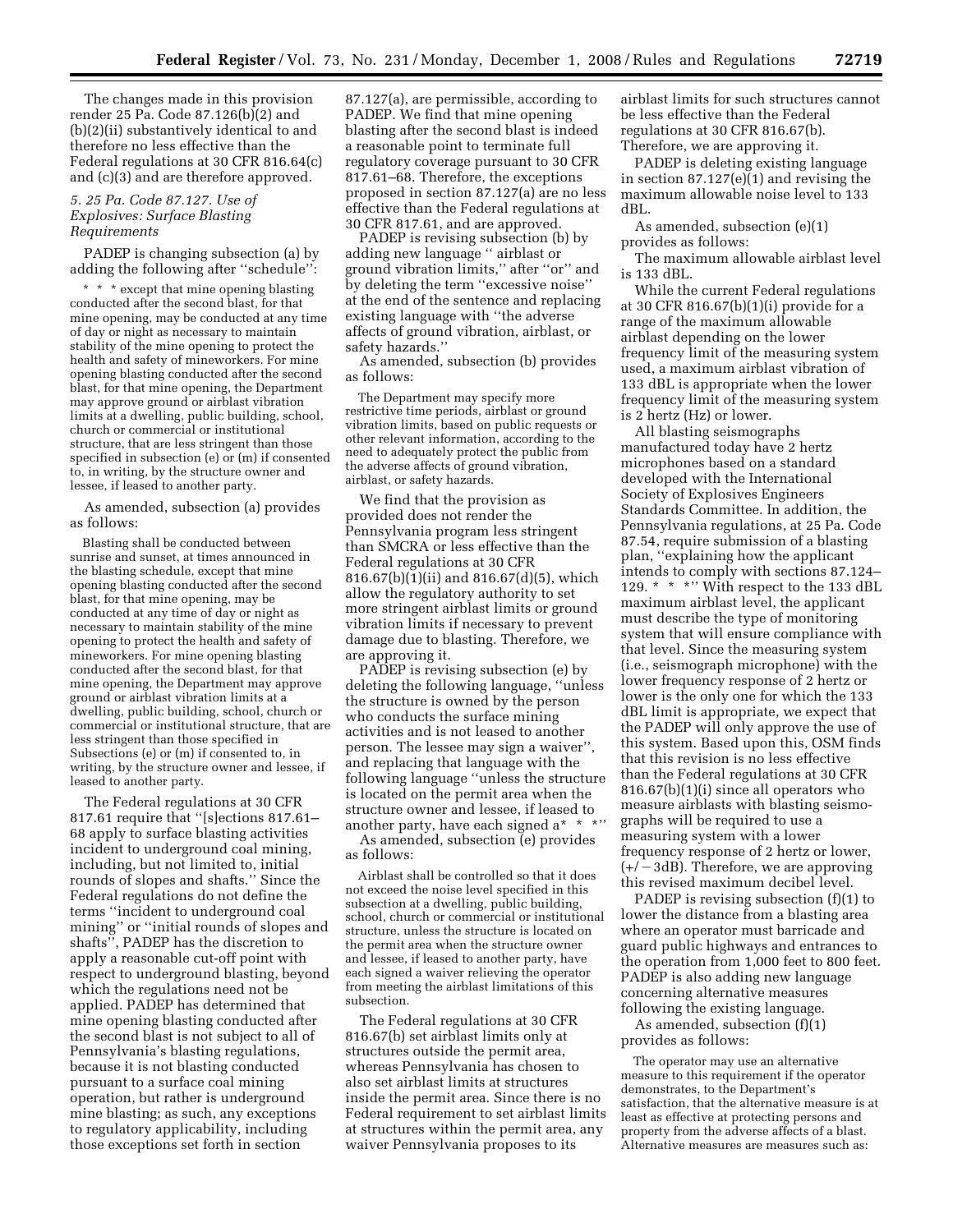The changes made in this provision render 25 Pa. Code 87.126(b)(2) and (b)(2)(ii) substantively identical to and therefore no less effective than the Federal regulations at 30 CFR 816.64(c) and (c)(3) and are therefore approved.

### *5. 25 Pa. Code 87.127. Use of Explosives: Surface Blasting Requirements*

PADEP is changing subsection (a) by adding the following after ''schedule'':

> * * * except that mine opening blasting conducted after the second blast, for that mine opening, may be conducted at any time of day or night as necessary to maintain stability of the mine opening to protect the health and safety of mineworkers. For mine opening blasting conducted after the second blast, for that mine opening, the Department may approve ground or airblast vibration limits at a dwelling, public building, school, church or commercial or institutional structure, that are less stringent than those specified in subsection (e) or (m) if consented to, in writing, by the structure owner and lessee, if leased to another party.

As amended, subsection (a) provides as follows:

> Blasting shall be conducted between sunrise and sunset, at times announced in the blasting schedule, except that mine opening blasting conducted after the second blast, for that mine opening, may be conducted at any time of day or night as necessary to maintain stability of the mine opening to protect the health and safety of mineworkers. For mine opening blasting conducted after the second blast, for that mine opening, the Department may approve ground or airblast vibration limits at a dwelling, public building, school, church or commercial or institutional structure, that are less stringent than those specified in Subsections (e) or (m) if consented to, in writing, by the structure owner and lessee, if leased to another party.

The Federal regulations at 30 CFR 817.61 require that ''[s]ections 817.61–68 apply to surface blasting activities incident to underground coal mining, including, but not limited to, initial rounds of slopes and shafts.'' Since the Federal regulations do not define the terms ''incident to underground coal mining'' or ''initial rounds of slopes and shafts'', PADEP has the discretion to apply a reasonable cut-off point with respect to underground blasting, beyond which the regulations need not be applied. PADEP has determined that mine opening blasting conducted after the second blast is not subject to all of Pennsylvania's blasting regulations, because it is not blasting conducted pursuant to a surface coal mining operation, but rather is underground mine blasting; as such, any exceptions to regulatory applicability, including those exceptions set forth in section 87.127(a), are permissible, according to PADEP. We find that mine opening blasting after the second blast is indeed a reasonable point to terminate full regulatory coverage pursuant to 30 CFR 817.61–68. Therefore, the exceptions proposed in section 87.127(a) are no less effective than the Federal regulations at 30 CFR 817.61, and are approved.

PADEP is revising subsection (b) by adding new language '' airblast or ground vibration limits,'' after ''or'' and by deleting the term ''excessive noise'' at the end of the sentence and replacing existing language with ''the adverse affects of ground vibration, airblast, or safety hazards.''

As amended, subsection (b) provides as follows:

> The Department may specify more restrictive time periods, airblast or ground vibration limits, based on public requests or other relevant information, according to the need to adequately protect the public from the adverse affects of ground vibration, airblast, or safety hazards.

We find that the provision as provided does not render the Pennsylvania program less stringent than SMCRA or less effective than the Federal regulations at 30 CFR 816.67(b)(1)(ii) and 816.67(d)(5), which allow the regulatory authority to set more stringent airblast limits or ground vibration limits if necessary to prevent damage due to blasting. Therefore, we are approving it.

PADEP is revising subsection (e) by deleting the following language, ''unless the structure is owned by the person who conducts the surface mining activities and is not leased to another person. The lessee may sign a waiver'', and replacing that language with the following language ''unless the structure is located on the permit area when the structure owner and lessee, if leased to another party, have each signed a* * *''

As amended, subsection (e) provides as follows:

> Airblast shall be controlled so that it does not exceed the noise level specified in this subsection at a dwelling, public building, school, church or commercial or institutional structure, unless the structure is located on the permit area when the structure owner and lessee, if leased to another party, have each signed a waiver relieving the operator from meeting the airblast limitations of this subsection.

The Federal regulations at 30 CFR 816.67(b) set airblast limits only at structures outside the permit area, whereas Pennsylvania has chosen to also set airblast limits at structures inside the permit area. Since there is no Federal requirement to set airblast limits at structures within the permit area, any waiver Pennsylvania proposes to its airblast limits for such structures cannot be less effective than the Federal regulations at 30 CFR 816.67(b). Therefore, we are approving it.

PADEP is deleting existing language in section 87.127(e)(1) and revising the maximum allowable noise level to 133 dBL.

As amended, subsection (e)(1) provides as follows:

> The maximum allowable airblast level is 133 dBL.

While the current Federal regulations at 30 CFR 816.67(b)(1)(i) provide for a range of the maximum allowable airblast depending on the lower frequency limit of the measuring system used, a maximum airblast vibration of 133 dBL is appropriate when the lower frequency limit of the measuring system is 2 hertz (Hz) or lower.

All blasting seismographs manufactured today have 2 hertz microphones based on a standard developed with the International Society of Explosives Engineers Standards Committee. In addition, the Pennsylvania regulations, at 25 Pa. Code 87.54, require submission of a blasting plan, ''explaining how the applicant intends to comply with sections 87.124–129. * * *'' With respect to the 133 dBL maximum airblast level, the applicant must describe the type of monitoring system that will ensure compliance with that level. Since the measuring system (i.e., seismograph microphone) with the lower frequency response of 2 hertz or lower is the only one for which the 133 dBL limit is appropriate, we expect that the PADEP will only approve the use of this system. Based upon this, OSM finds that this revision is no less effective than the Federal regulations at 30 CFR 816.67(b)(1)(i) since all operators who measure airblasts with blasting seismographs will be required to use a measuring system with a lower frequency response of 2 hertz or lower, (+/−3dB). Therefore, we are approving this revised maximum decibel level.

PADEP is revising subsection (f)(1) to lower the distance from a blasting area where an operator must barricade and guard public highways and entrances to the operation from 1,000 feet to 800 feet. PADEP is also adding new language concerning alternative measures following the existing language.

As amended, subsection (f)(1) provides as follows:

> The operator may use an alternative measure to this requirement if the operator demonstrates, to the Department's satisfaction, that the alternative measure is at least as effective at protecting persons and property from the adverse affects of a blast. Alternative measures are measures such as: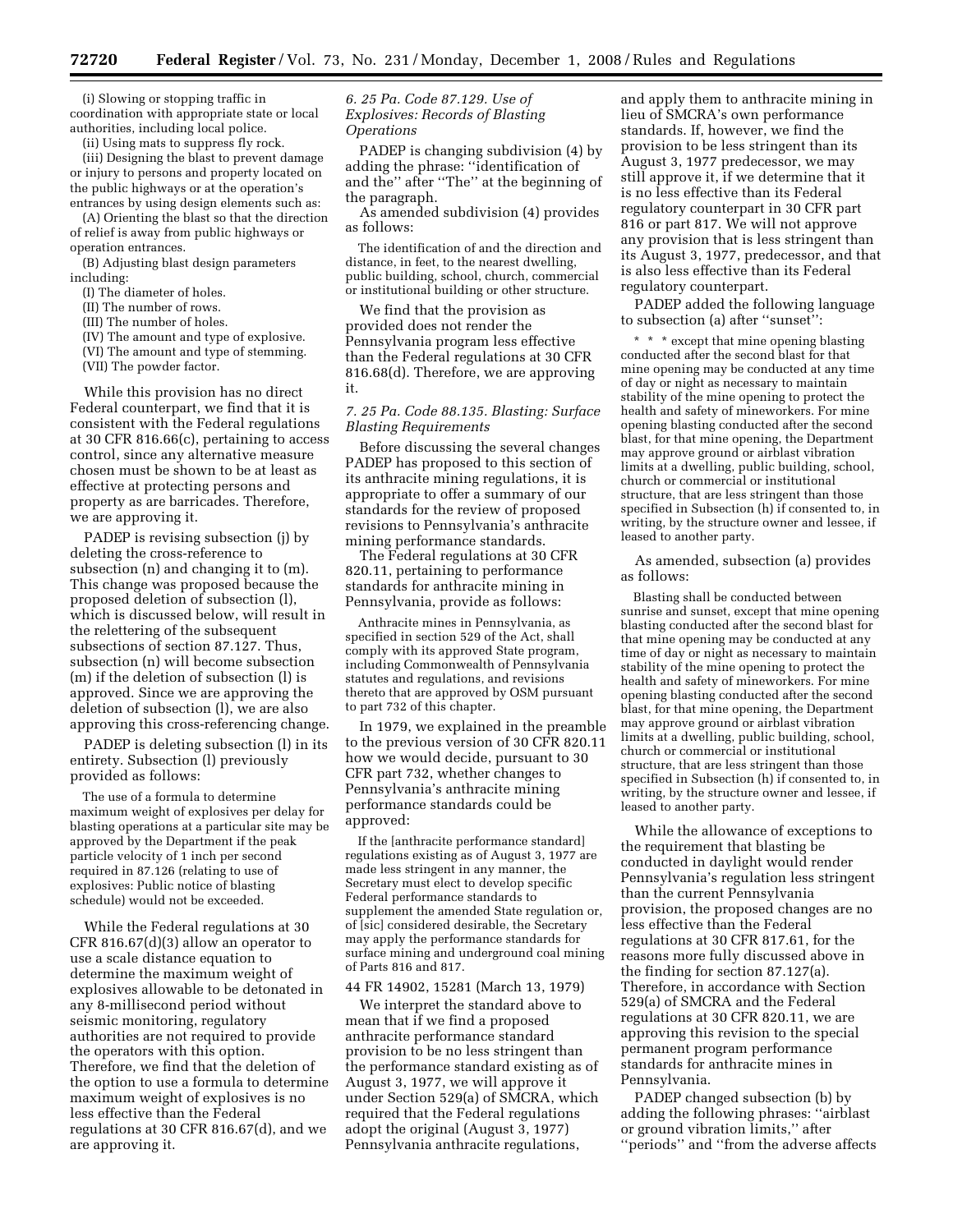(i) Slowing or stopping traffic in coordination with appropriate state or local authorities, including local police.

(ii) Using mats to suppress fly rock.

(iii) Designing the blast to prevent damage or injury to persons and property located on the public highways or at the operation's entrances by using design elements such as:

(A) Orienting the blast so that the direction of relief is away from public highways or operation entrances.

(B) Adjusting blast design parameters including:

(I) The diameter of holes.

(II) The number of rows.

(III) The number of holes.

(IV) The amount and type of explosive.

(VI) The amount and type of stemming.

(VII) The powder factor.

While this provision has no direct Federal counterpart, we find that it is consistent with the Federal regulations at 30 CFR 816.66(c), pertaining to access control, since any alternative measure chosen must be shown to be at least as effective at protecting persons and property as are barricades. Therefore, we are approving it.

PADEP is revising subsection (j) by deleting the cross-reference to subsection (n) and changing it to (m). This change was proposed because the proposed deletion of subsection (l), which is discussed below, will result in the relettering of the subsequent subsections of section 87.127. Thus, subsection (n) will become subsection (m) if the deletion of subsection (l) is approved. Since we are approving the deletion of subsection (l), we are also approving this cross-referencing change.

PADEP is deleting subsection (l) in its entirety. Subsection (l) previously provided as follows:

> The use of a formula to determine maximum weight of explosives per delay for blasting operations at a particular site may be approved by the Department if the peak particle velocity of 1 inch per second required in 87.126 (relating to use of explosives: Public notice of blasting schedule) would not be exceeded.

While the Federal regulations at 30 CFR 816.67(d)(3) allow an operator to use a scale distance equation to determine the maximum weight of explosives allowable to be detonated in any 8-millisecond period without seismic monitoring, regulatory authorities are not required to provide the operators with this option. Therefore, we find that the deletion of the option to use a formula to determine maximum weight of explosives is no less effective than the Federal regulations at 30 CFR 816.67(d), and we are approving it.

### *6. 25 Pa. Code 87.129. Use of Explosives: Records of Blasting Operations*

PADEP is changing subdivision (4) by adding the phrase: "identification of and the" after "The" at the beginning of the paragraph.

As amended subdivision (4) provides as follows:

> The identification of and the direction and distance, in feet, to the nearest dwelling, public building, school, church, commercial or institutional building or other structure.

We find that the provision as provided does not render the Pennsylvania program less effective than the Federal regulations at 30 CFR 816.68(d). Therefore, we are approving it.

### *7. 25 Pa. Code 88.135. Blasting: Surface Blasting Requirements*

Before discussing the several changes PADEP has proposed to this section of its anthracite mining regulations, it is appropriate to offer a summary of our standards for the review of proposed revisions to Pennsylvania's anthracite mining performance standards.

The Federal regulations at 30 CFR 820.11, pertaining to performance standards for anthracite mining in Pennsylvania, provide as follows:

> Anthracite mines in Pennsylvania, as specified in section 529 of the Act, shall comply with its approved State program, including Commonwealth of Pennsylvania statutes and regulations, and revisions thereto that are approved by OSM pursuant to part 732 of this chapter.

In 1979, we explained in the preamble to the previous version of 30 CFR 820.11 how we would decide, pursuant to 30 CFR part 732, whether changes to Pennsylvania's anthracite mining performance standards could be approved:

> If the [anthracite performance standard] regulations existing as of August 3, 1977 are made less stringent in any manner, the Secretary must elect to develop specific Federal performance standards to supplement the amended State regulation or, of [sic] considered desirable, the Secretary may apply the performance standards for surface mining and underground coal mining of Parts 816 and 817.

44 FR 14902, 15281 (March 13, 1979)

We interpret the standard above to mean that if we find a proposed anthracite performance standard provision to be no less stringent than the performance standard existing as of August 3, 1977, we will approve it under Section 529(a) of SMCRA, which required that the Federal regulations adopt the original (August 3, 1977) Pennsylvania anthracite regulations, and apply them to anthracite mining in lieu of SMCRA's own performance standards. If, however, we find the provision to be less stringent than its August 3, 1977 predecessor, we may still approve it, if we determine that it is no less effective than its Federal regulatory counterpart in 30 CFR part 816 or part 817. We will not approve any provision that is less stringent than its August 3, 1977, predecessor, and that is also less effective than its Federal regulatory counterpart.

PADEP added the following language to subsection (a) after "sunset":

> * * * except that mine opening blasting conducted after the second blast for that mine opening may be conducted at any time of day or night as necessary to maintain stability of the mine opening to protect the health and safety of mineworkers. For mine opening blasting conducted after the second blast, for that mine opening, the Department may approve ground or airblast vibration limits at a dwelling, public building, school, church or commercial or institutional structure, that are less stringent than those specified in Subsection (h) if consented to, in writing, by the structure owner and lessee, if leased to another party.

As amended, subsection (a) provides as follows:

> Blasting shall be conducted between sunrise and sunset, except that mine opening blasting conducted after the second blast for that mine opening may be conducted at any time of day or night as necessary to maintain stability of the mine opening to protect the health and safety of mineworkers. For mine opening blasting conducted after the second blast, for that mine opening, the Department may approve ground or airblast vibration limits at a dwelling, public building, school, church or commercial or institutional structure, that are less stringent than those specified in Subsection (h) if consented to, in writing, by the structure owner and lessee, if leased to another party.

While the allowance of exceptions to the requirement that blasting be conducted in daylight would render Pennsylvania's regulation less stringent than the current Pennsylvania provision, the proposed changes are no less effective than the Federal regulations at 30 CFR 817.61, for the reasons more fully discussed above in the finding for section 87.127(a). Therefore, in accordance with Section 529(a) of SMCRA and the Federal regulations at 30 CFR 820.11, we are approving this revision to the special permanent program performance standards for anthracite mines in Pennsylvania.

PADEP changed subsection (b) by adding the following phrases: "airblast or ground vibration limits," after "periods" and "from the adverse affects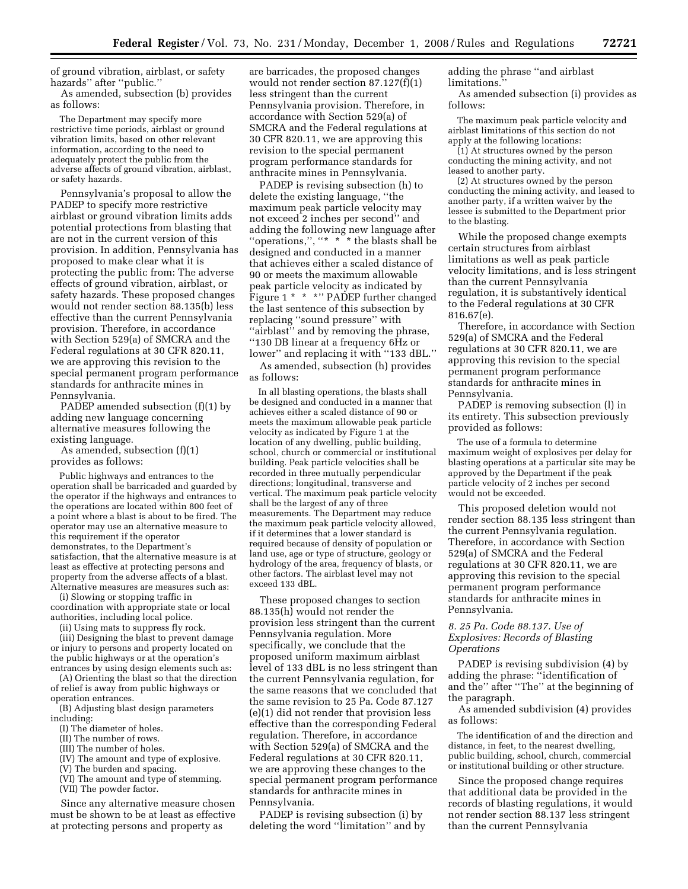of ground vibration, airblast, or safety hazards'' after ''public.''

As amended, subsection (b) provides as follows:

> The Department may specify more restrictive time periods, airblast or ground vibration limits, based on other relevant information, according to the need to adequately protect the public from the adverse affects of ground vibration, airblast, or safety hazards.

Pennsylvania's proposal to allow the PADEP to specify more restrictive airblast or ground vibration limits adds potential protections from blasting that are not in the current version of this provision. In addition, Pennsylvania has proposed to make clear what it is protecting the public from: The adverse effects of ground vibration, airblast, or safety hazards. These proposed changes would not render section 88.135(b) less effective than the current Pennsylvania provision. Therefore, in accordance with Section 529(a) of SMCRA and the Federal regulations at 30 CFR 820.11, we are approving this revision to the special permanent program performance standards for anthracite mines in Pennsylvania.

PADEP amended subsection (f)(1) by adding new language concerning alternative measures following the existing language.

As amended, subsection (f)(1) provides as follows:

> Public highways and entrances to the operation shall be barricaded and guarded by the operator if the highways and entrances to the operations are located within 800 feet of a point where a blast is about to be fired. The operator may use an alternative measure to this requirement if the operator demonstrates, to the Department's satisfaction, that the alternative measure is at least as effective at protecting persons and property from the adverse affects of a blast. Alternative measures are measures such as:
>
> (i) Slowing or stopping traffic in coordination with appropriate state or local authorities, including local police.
>
> (ii) Using mats to suppress fly rock.
>
> (iii) Designing the blast to prevent damage or injury to persons and property located on the public highways or at the operation's entrances by using design elements such as:
>
> (A) Orienting the blast so that the direction of relief is away from public highways or operation entrances.
>
> (B) Adjusting blast design parameters including:
>
> (I) The diameter of holes.
>
> (II) The number of rows.
>
> (III) The number of holes.
>
> (IV) The amount and type of explosive.
>
> (V) The burden and spacing.
>
> (VI) The amount and type of stemming.
>
> (VII) The powder factor.

Since any alternative measure chosen must be shown to be at least as effective at protecting persons and property as are barricades, the proposed changes would not render section 87.127(f)(1) less stringent than the current Pennsylvania provision. Therefore, in accordance with Section 529(a) of SMCRA and the Federal regulations at 30 CFR 820.11, we are approving this revision to the special permanent program performance standards for anthracite mines in Pennsylvania.

PADEP is revising subsection (h) to delete the existing language, ''the maximum peak particle velocity may not exceed 2 inches per second'' and adding the following new language after ''operations,'', ''* * * the blasts shall be designed and conducted in a manner that achieves either a scaled distance of 90 or meets the maximum allowable peak particle velocity as indicated by Figure 1 * * *'' PADEP further changed the last sentence of this subsection by replacing ''sound pressure'' with ''airblast'' and by removing the phrase, ''130 DB linear at a frequency 6Hz or lower'' and replacing it with ''133 dBL.''

As amended, subsection (h) provides as follows:

> In all blasting operations, the blasts shall be designed and conducted in a manner that achieves either a scaled distance of 90 or meets the maximum allowable peak particle velocity as indicated by Figure 1 at the location of any dwelling, public building, school, church or commercial or institutional building. Peak particle velocities shall be recorded in three mutually perpendicular directions; longitudinal, transverse and vertical. The maximum peak particle velocity shall be the largest of any of three measurements. The Department may reduce the maximum peak particle velocity allowed, if it determines that a lower standard is required because of density of population or land use, age or type of structure, geology or hydrology of the area, frequency of blasts, or other factors. The airblast level may not exceed 133 dBL.

These proposed changes to section 88.135(h) would not render the provision less stringent than the current Pennsylvania regulation. More specifically, we conclude that the proposed uniform maximum airblast level of 133 dBL is no less stringent than the current Pennsylvania regulation, for the same reasons that we concluded that the same revision to 25 Pa. Code 87.127 (e)(1) did not render that provision less effective than the corresponding Federal regulation. Therefore, in accordance with Section 529(a) of SMCRA and the Federal regulations at 30 CFR 820.11, we are approving these changes to the special permanent program performance standards for anthracite mines in Pennsylvania.

PADEP is revising subsection (i) by deleting the word ''limitation'' and by adding the phrase ''and airblast limitations.''

As amended subsection (i) provides as follows:

> The maximum peak particle velocity and airblast limitations of this section do not apply at the following locations:
>
> (1) At structures owned by the person conducting the mining activity, and not leased to another party.
>
> (2) At structures owned by the person conducting the mining activity, and leased to another party, if a written waiver by the lessee is submitted to the Department prior to the blasting.

While the proposed change exempts certain structures from airblast limitations as well as peak particle velocity limitations, and is less stringent than the current Pennsylvania regulation, it is substantively identical to the Federal regulations at 30 CFR 816.67(e).

Therefore, in accordance with Section 529(a) of SMCRA and the Federal regulations at 30 CFR 820.11, we are approving this revision to the special permanent program performance standards for anthracite mines in Pennsylvania.

PADEP is removing subsection (l) in its entirety. This subsection previously provided as follows:

> The use of a formula to determine maximum weight of explosives per delay for blasting operations at a particular site may be approved by the Department if the peak particle velocity of 2 inches per second would not be exceeded.

This proposed deletion would not render section 88.135 less stringent than the current Pennsylvania regulation. Therefore, in accordance with Section 529(a) of SMCRA and the Federal regulations at 30 CFR 820.11, we are approving this revision to the special permanent program performance standards for anthracite mines in Pennsylvania.

*8. 25 Pa. Code 88.137. Use of Explosives: Records of Blasting Operations*

PADEP is revising subdivision (4) by adding the phrase: ''identification of and the'' after ''The'' at the beginning of the paragraph.

As amended subdivision (4) provides as follows:

> The identification of and the direction and distance, in feet, to the nearest dwelling, public building, school, church, commercial or institutional building or other structure.

Since the proposed change requires that additional data be provided in the records of blasting regulations, it would not render section 88.137 less stringent than the current Pennsylvania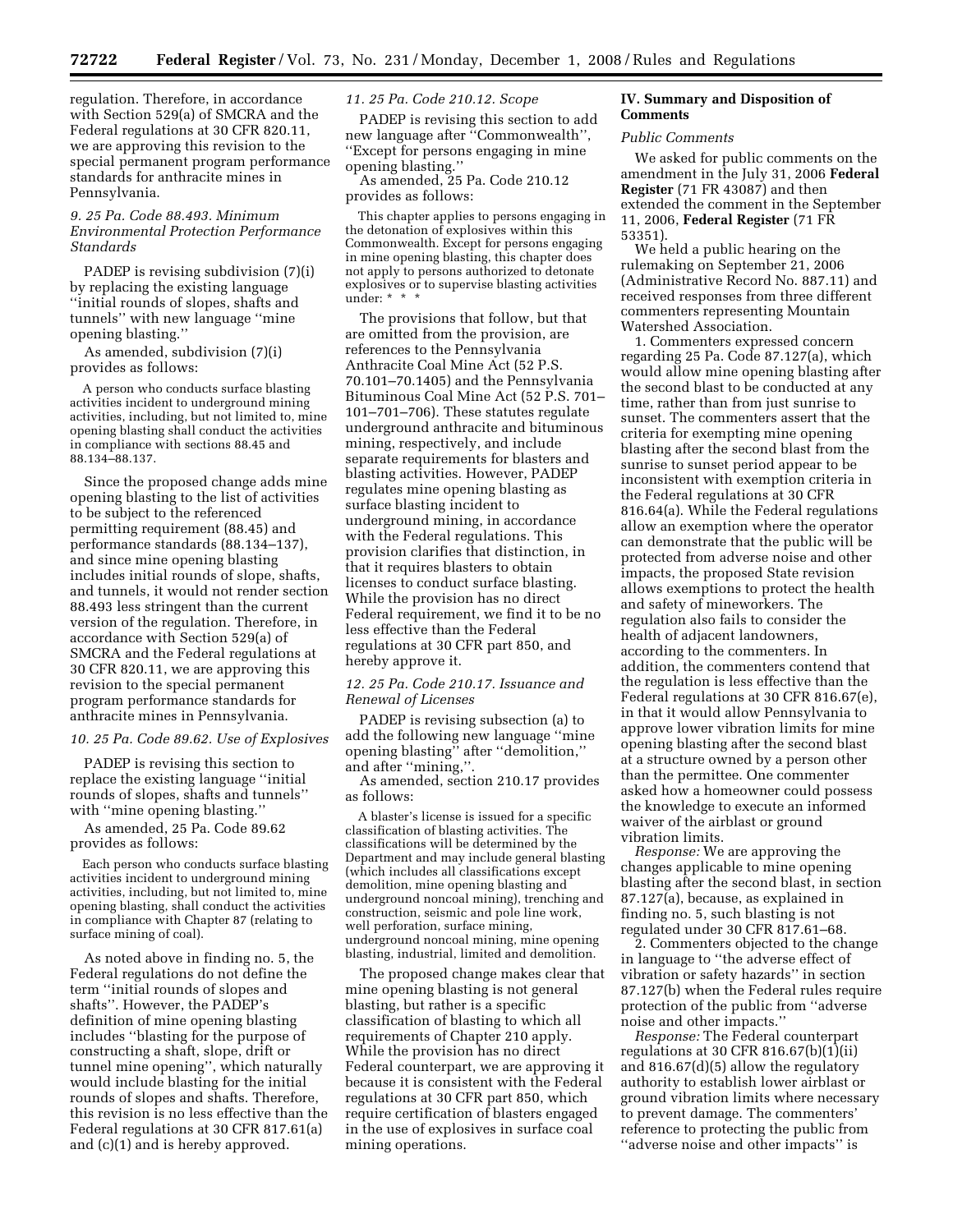regulation. Therefore, in accordance with Section 529(a) of SMCRA and the Federal regulations at 30 CFR 820.11, we are approving this revision to the special permanent program performance standards for anthracite mines in Pennsylvania.

### *9. 25 Pa. Code 88.493. Minimum Environmental Protection Performance Standards*

PADEP is revising subdivision (7)(i) by replacing the existing language ''initial rounds of slopes, shafts and tunnels'' with new language ''mine opening blasting.''

As amended, subdivision (7)(i) provides as follows:

> A person who conducts surface blasting activities incident to underground mining activities, including, but not limited to, mine opening blasting shall conduct the activities in compliance with sections 88.45 and 88.134–88.137.

Since the proposed change adds mine opening blasting to the list of activities to be subject to the referenced permitting requirement (88.45) and performance standards (88.134–137), and since mine opening blasting includes initial rounds of slope, shafts, and tunnels, it would not render section 88.493 less stringent than the current version of the regulation. Therefore, in accordance with Section 529(a) of SMCRA and the Federal regulations at 30 CFR 820.11, we are approving this revision to the special permanent program performance standards for anthracite mines in Pennsylvania.

### *10. 25 Pa. Code 89.62. Use of Explosives*

PADEP is revising this section to replace the existing language ''initial rounds of slopes, shafts and tunnels'' with ''mine opening blasting.''

As amended, 25 Pa. Code 89.62 provides as follows:

> Each person who conducts surface blasting activities incident to underground mining activities, including, but not limited to, mine opening blasting, shall conduct the activities in compliance with Chapter 87 (relating to surface mining of coal).

As noted above in finding no. 5, the Federal regulations do not define the term ''initial rounds of slopes and shafts''. However, the PADEP's definition of mine opening blasting includes ''blasting for the purpose of constructing a shaft, slope, drift or tunnel mine opening'', which naturally would include blasting for the initial rounds of slopes and shafts. Therefore, this revision is no less effective than the Federal regulations at 30 CFR 817.61(a) and (c)(1) and is hereby approved.

### *11. 25 Pa. Code 210.12. Scope*

PADEP is revising this section to add new language after ''Commonwealth'', ''Except for persons engaging in mine opening blasting.''

As amended, 25 Pa. Code 210.12 provides as follows:

> This chapter applies to persons engaging in the detonation of explosives within this Commonwealth. Except for persons engaging in mine opening blasting, this chapter does not apply to persons authorized to detonate explosives or to supervise blasting activities under: * * *

The provisions that follow, but that are omitted from the provision, are references to the Pennsylvania Anthracite Coal Mine Act (52 P.S. 70.101–70.1405) and the Pennsylvania Bituminous Coal Mine Act (52 P.S. 701–101–701–706). These statutes regulate underground anthracite and bituminous mining, respectively, and include separate requirements for blasters and blasting activities. However, PADEP regulates mine opening blasting as surface blasting incident to underground mining, in accordance with the Federal regulations. This provision clarifies that distinction, in that it requires blasters to obtain licenses to conduct surface blasting. While the provision has no direct Federal requirement, we find it to be no less effective than the Federal regulations at 30 CFR part 850, and hereby approve it.

### *12. 25 Pa. Code 210.17. Issuance and Renewal of Licenses*

PADEP is revising subsection (a) to add the following new language ''mine opening blasting'' after ''demolition,'' and after ''mining,''.

As amended, section 210.17 provides as follows:

> A blaster's license is issued for a specific classification of blasting activities. The classifications will be determined by the Department and may include general blasting (which includes all classifications except demolition, mine opening blasting and underground noncoal mining), trenching and construction, seismic and pole line work, well perforation, surface mining, underground noncoal mining, mine opening blasting, industrial, limited and demolition.

The proposed change makes clear that mine opening blasting is not general blasting, but rather is a specific classification of blasting to which all requirements of Chapter 210 apply. While the provision has no direct Federal counterpart, we are approving it because it is consistent with the Federal regulations at 30 CFR part 850, which require certification of blasters engaged in the use of explosives in surface coal mining operations.

## IV. Summary and Disposition of Comments

### *Public Comments*

We asked for public comments on the amendment in the July 31, 2006 **Federal Register** (71 FR 43087) and then extended the comment in the September 11, 2006, **Federal Register** (71 FR 53351).

We held a public hearing on the rulemaking on September 21, 2006 (Administrative Record No. 887.11) and received responses from three different commenters representing Mountain Watershed Association.

1. Commenters expressed concern regarding 25 Pa. Code 87.127(a), which would allow mine opening blasting after the second blast to be conducted at any time, rather than from just sunrise to sunset. The commenters assert that the criteria for exempting mine opening blasting after the second blast from the sunrise to sunset period appear to be inconsistent with exemption criteria in the Federal regulations at 30 CFR 816.64(a). While the Federal regulations allow an exemption where the operator can demonstrate that the public will be protected from adverse noise and other impacts, the proposed State revision allows exemptions to protect the health and safety of mineworkers. The regulation also fails to consider the health of adjacent landowners, according to the commenters. In addition, the commenters contend that the regulation is less effective than the Federal regulations at 30 CFR 816.67(e), in that it would allow Pennsylvania to approve lower vibration limits for mine opening blasting after the second blast at a structure owned by a person other than the permittee. One commenter asked how a homeowner could possess the knowledge to execute an informed waiver of the airblast or ground vibration limits.

*Response:* We are approving the changes applicable to mine opening blasting after the second blast, in section 87.127(a), because, as explained in finding no. 5, such blasting is not regulated under 30 CFR 817.61–68.

2. Commenters objected to the change in language to ''the adverse effect of vibration or safety hazards'' in section 87.127(b) when the Federal rules require protection of the public from ''adverse noise and other impacts.''

*Response:* The Federal counterpart regulations at 30 CFR 816.67(b)(1)(ii) and 816.67(d)(5) allow the regulatory authority to establish lower airblast or ground vibration limits where necessary to prevent damage. The commenters' reference to protecting the public from ''adverse noise and other impacts'' is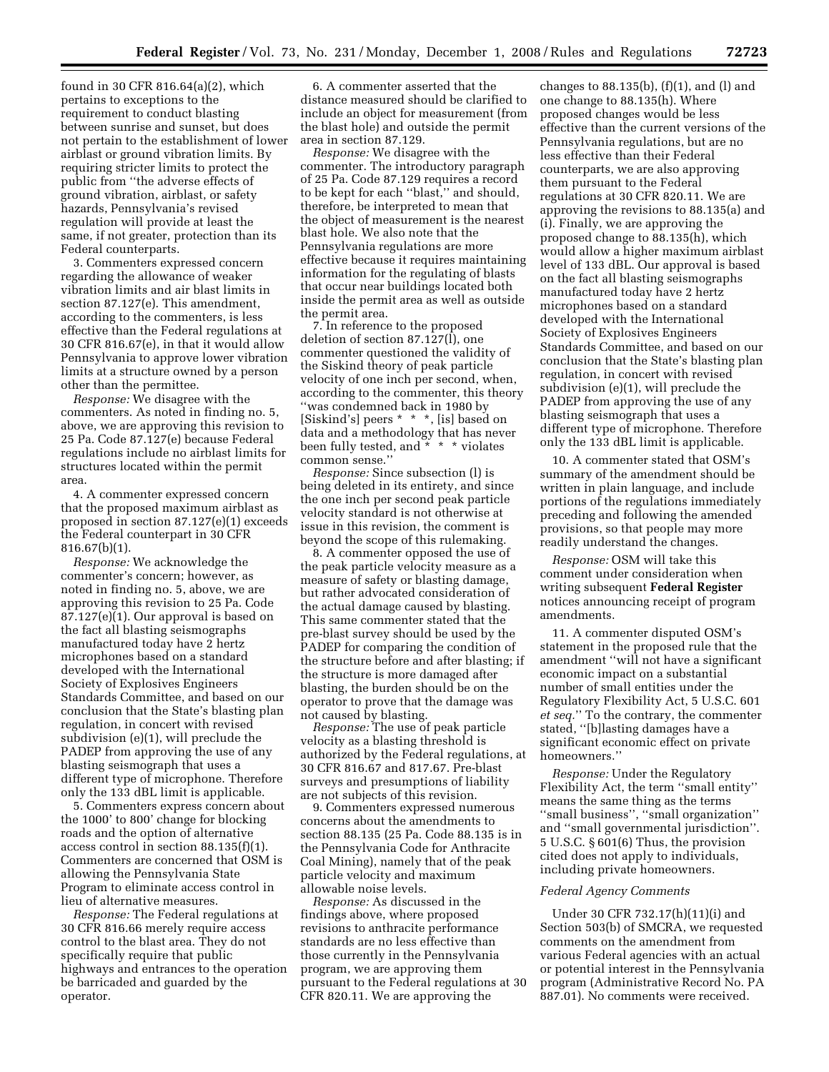found in 30 CFR 816.64(a)(2), which pertains to exceptions to the requirement to conduct blasting between sunrise and sunset, but does not pertain to the establishment of lower airblast or ground vibration limits. By requiring stricter limits to protect the public from ''the adverse effects of ground vibration, airblast, or safety hazards, Pennsylvania's revised regulation will provide at least the same, if not greater, protection than its Federal counterparts.

3. Commenters expressed concern regarding the allowance of weaker vibration limits and air blast limits in section 87.127(e). This amendment, according to the commenters, is less effective than the Federal regulations at 30 CFR 816.67(e), in that it would allow Pennsylvania to approve lower vibration limits at a structure owned by a person other than the permittee.

*Response:* We disagree with the commenters. As noted in finding no. 5, above, we are approving this revision to 25 Pa. Code 87.127(e) because Federal regulations include no airblast limits for structures located within the permit area.

4. A commenter expressed concern that the proposed maximum airblast as proposed in section 87.127(e)(1) exceeds the Federal counterpart in 30 CFR 816.67(b)(1).

*Response:* We acknowledge the commenter's concern; however, as noted in finding no. 5, above, we are approving this revision to 25 Pa. Code 87.127(e)(1). Our approval is based on the fact all blasting seismographs manufactured today have 2 hertz microphones based on a standard developed with the International Society of Explosives Engineers Standards Committee, and based on our conclusion that the State's blasting plan regulation, in concert with revised subdivision (e)(1), will preclude the PADEP from approving the use of any blasting seismograph that uses a different type of microphone. Therefore only the 133 dBL limit is applicable.

5. Commenters express concern about the 1000' to 800' change for blocking roads and the option of alternative access control in section 88.135(f)(1). Commenters are concerned that OSM is allowing the Pennsylvania State Program to eliminate access control in lieu of alternative measures.

*Response:* The Federal regulations at 30 CFR 816.66 merely require access control to the blast area. They do not specifically require that public highways and entrances to the operation be barricaded and guarded by the operator.

6. A commenter asserted that the distance measured should be clarified to include an object for measurement (from the blast hole) and outside the permit area in section 87.129.

*Response:* We disagree with the commenter. The introductory paragraph of 25 Pa. Code 87.129 requires a record to be kept for each ''blast,'' and should, therefore, be interpreted to mean that the object of measurement is the nearest blast hole. We also note that the Pennsylvania regulations are more effective because it requires maintaining information for the regulating of blasts that occur near buildings located both inside the permit area as well as outside the permit area.

7. In reference to the proposed deletion of section 87.127(l), one commenter questioned the validity of the Siskind theory of peak particle velocity of one inch per second, when, according to the commenter, this theory ''was condemned back in 1980 by [Siskind's] peers * * *, [is] based on data and a methodology that has never been fully tested, and * * * violates common sense.''

*Response:* Since subsection (l) is being deleted in its entirety, and since the one inch per second peak particle velocity standard is not otherwise at issue in this revision, the comment is beyond the scope of this rulemaking.

8. A commenter opposed the use of the peak particle velocity measure as a measure of safety or blasting damage, but rather advocated consideration of the actual damage caused by blasting. This same commenter stated that the pre-blast survey should be used by the PADEP for comparing the condition of the structure before and after blasting; if the structure is more damaged after blasting, the burden should be on the operator to prove that the damage was not caused by blasting.

*Response:* The use of peak particle velocity as a blasting threshold is authorized by the Federal regulations, at 30 CFR 816.67 and 817.67. Pre-blast surveys and presumptions of liability are not subjects of this revision.

9. Commenters expressed numerous concerns about the amendments to section 88.135 (25 Pa. Code 88.135 is in the Pennsylvania Code for Anthracite Coal Mining), namely that of the peak particle velocity and maximum allowable noise levels.

*Response:* As discussed in the findings above, where proposed revisions to anthracite performance standards are no less effective than those currently in the Pennsylvania program, we are approving them pursuant to the Federal regulations at 30 CFR 820.11. We are approving the changes to 88.135(b), (f)(1), and (l) and one change to 88.135(h). Where proposed changes would be less effective than the current versions of the Pennsylvania regulations, but are no less effective than their Federal counterparts, we are also approving them pursuant to the Federal regulations at 30 CFR 820.11. We are approving the revisions to 88.135(a) and (i). Finally, we are approving the proposed change to 88.135(h), which would allow a higher maximum airblast level of 133 dBL. Our approval is based on the fact all blasting seismographs manufactured today have 2 hertz microphones based on a standard developed with the International Society of Explosives Engineers Standards Committee, and based on our conclusion that the State's blasting plan regulation, in concert with revised subdivision (e)(1), will preclude the PADEP from approving the use of any blasting seismograph that uses a different type of microphone. Therefore only the 133 dBL limit is applicable.

10. A commenter stated that OSM's summary of the amendment should be written in plain language, and include portions of the regulations immediately preceding and following the amended provisions, so that people may more readily understand the changes.

*Response:* OSM will take this comment under consideration when writing subsequent **Federal Register** notices announcing receipt of program amendments.

11. A commenter disputed OSM's statement in the proposed rule that the amendment ''will not have a significant economic impact on a substantial number of small entities under the Regulatory Flexibility Act, 5 U.S.C. 601 *et seq.*'' To the contrary, the commenter stated, ''[b]lasting damages have a significant economic effect on private homeowners.''

*Response:* Under the Regulatory Flexibility Act, the term ''small entity'' means the same thing as the terms ''small business'', ''small organization'' and ''small governmental jurisdiction''. 5 U.S.C. § 601(6) Thus, the provision cited does not apply to individuals, including private homeowners.

### *Federal Agency Comments*

Under 30 CFR 732.17(h)(11)(i) and Section 503(b) of SMCRA, we requested comments on the amendment from various Federal agencies with an actual or potential interest in the Pennsylvania program (Administrative Record No. PA 887.01). No comments were received.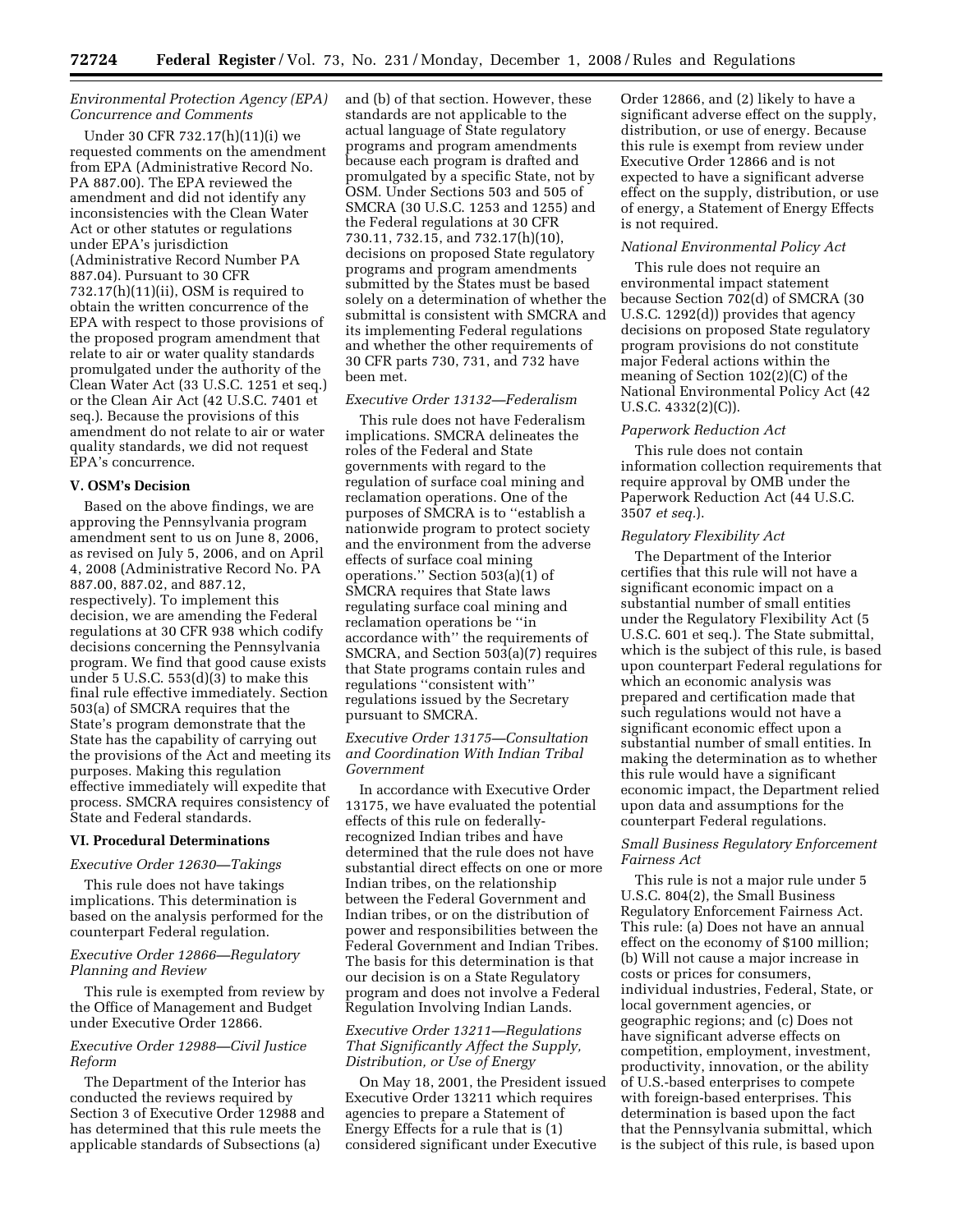*Environmental Protection Agency (EPA) Concurrence and Comments*

Under 30 CFR 732.17(h)(11)(i) we requested comments on the amendment from EPA (Administrative Record No. PA 887.00). The EPA reviewed the amendment and did not identify any inconsistencies with the Clean Water Act or other statutes or regulations under EPA's jurisdiction (Administrative Record Number PA 887.04). Pursuant to 30 CFR 732.17(h)(11)(ii), OSM is required to obtain the written concurrence of the EPA with respect to those provisions of the proposed program amendment that relate to air or water quality standards promulgated under the authority of the Clean Water Act (33 U.S.C. 1251 et seq.) or the Clean Air Act (42 U.S.C. 7401 et seq.). Because the provisions of this amendment do not relate to air or water quality standards, we did not request EPA's concurrence.

## V. OSM's Decision

Based on the above findings, we are approving the Pennsylvania program amendment sent to us on June 8, 2006, as revised on July 5, 2006, and on April 4, 2008 (Administrative Record No. PA 887.00, 887.02, and 887.12, respectively). To implement this decision, we are amending the Federal regulations at 30 CFR 938 which codify decisions concerning the Pennsylvania program. We find that good cause exists under 5 U.S.C. 553(d)(3) to make this final rule effective immediately. Section 503(a) of SMCRA requires that the State's program demonstrate that the State has the capability of carrying out the provisions of the Act and meeting its purposes. Making this regulation effective immediately will expedite that process. SMCRA requires consistency of State and Federal standards.

## VI. Procedural Determinations

*Executive Order 12630—Takings*

This rule does not have takings implications. This determination is based on the analysis performed for the counterpart Federal regulation.

*Executive Order 12866—Regulatory Planning and Review*

This rule is exempted from review by the Office of Management and Budget under Executive Order 12866.

*Executive Order 12988—Civil Justice Reform*

The Department of the Interior has conducted the reviews required by Section 3 of Executive Order 12988 and has determined that this rule meets the applicable standards of Subsections (a) and (b) of that section. However, these standards are not applicable to the actual language of State regulatory programs and program amendments because each program is drafted and promulgated by a specific State, not by OSM. Under Sections 503 and 505 of SMCRA (30 U.S.C. 1253 and 1255) and the Federal regulations at 30 CFR 730.11, 732.15, and 732.17(h)(10), decisions on proposed State regulatory programs and program amendments submitted by the States must be based solely on a determination of whether the submittal is consistent with SMCRA and its implementing Federal regulations and whether the other requirements of 30 CFR parts 730, 731, and 732 have been met.

*Executive Order 13132—Federalism*

This rule does not have Federalism implications. SMCRA delineates the roles of the Federal and State governments with regard to the regulation of surface coal mining and reclamation operations. One of the purposes of SMCRA is to "establish a nationwide program to protect society and the environment from the adverse effects of surface coal mining operations." Section 503(a)(1) of SMCRA requires that State laws regulating surface coal mining and reclamation operations be "in accordance with" the requirements of SMCRA, and Section 503(a)(7) requires that State programs contain rules and regulations "consistent with" regulations issued by the Secretary pursuant to SMCRA.

*Executive Order 13175—Consultation and Coordination With Indian Tribal Government*

In accordance with Executive Order 13175, we have evaluated the potential effects of this rule on federally-recognized Indian tribes and have determined that the rule does not have substantial direct effects on one or more Indian tribes, on the relationship between the Federal Government and Indian tribes, or on the distribution of power and responsibilities between the Federal Government and Indian Tribes. The basis for this determination is that our decision is on a State Regulatory program and does not involve a Federal Regulation Involving Indian Lands.

*Executive Order 13211—Regulations That Significantly Affect the Supply, Distribution, or Use of Energy*

On May 18, 2001, the President issued Executive Order 13211 which requires agencies to prepare a Statement of Energy Effects for a rule that is (1) considered significant under Executive Order 12866, and (2) likely to have a significant adverse effect on the supply, distribution, or use of energy. Because this rule is exempt from review under Executive Order 12866 and is not expected to have a significant adverse effect on the supply, distribution, or use of energy, a Statement of Energy Effects is not required.

*National Environmental Policy Act*

This rule does not require an environmental impact statement because Section 702(d) of SMCRA (30 U.S.C. 1292(d)) provides that agency decisions on proposed State regulatory program provisions do not constitute major Federal actions within the meaning of Section 102(2)(C) of the National Environmental Policy Act (42 U.S.C. 4332(2)(C)).

*Paperwork Reduction Act*

This rule does not contain information collection requirements that require approval by OMB under the Paperwork Reduction Act (44 U.S.C. 3507 *et seq.*).

*Regulatory Flexibility Act*

The Department of the Interior certifies that this rule will not have a significant economic impact on a substantial number of small entities under the Regulatory Flexibility Act (5 U.S.C. 601 et seq.). The State submittal, which is the subject of this rule, is based upon counterpart Federal regulations for which an economic analysis was prepared and certification made that such regulations would not have a significant economic effect upon a substantial number of small entities. In making the determination as to whether this rule would have a significant economic impact, the Department relied upon data and assumptions for the counterpart Federal regulations.

*Small Business Regulatory Enforcement Fairness Act*

This rule is not a major rule under 5 U.S.C. 804(2), the Small Business Regulatory Enforcement Fairness Act. This rule: (a) Does not have an annual effect on the economy of $100 million; (b) Will not cause a major increase in costs or prices for consumers, individual industries, Federal, State, or local government agencies, or geographic regions; and (c) Does not have significant adverse effects on competition, employment, investment, productivity, innovation, or the ability of U.S.-based enterprises to compete with foreign-based enterprises. This determination is based upon the fact that the Pennsylvania submittal, which is the subject of this rule, is based upon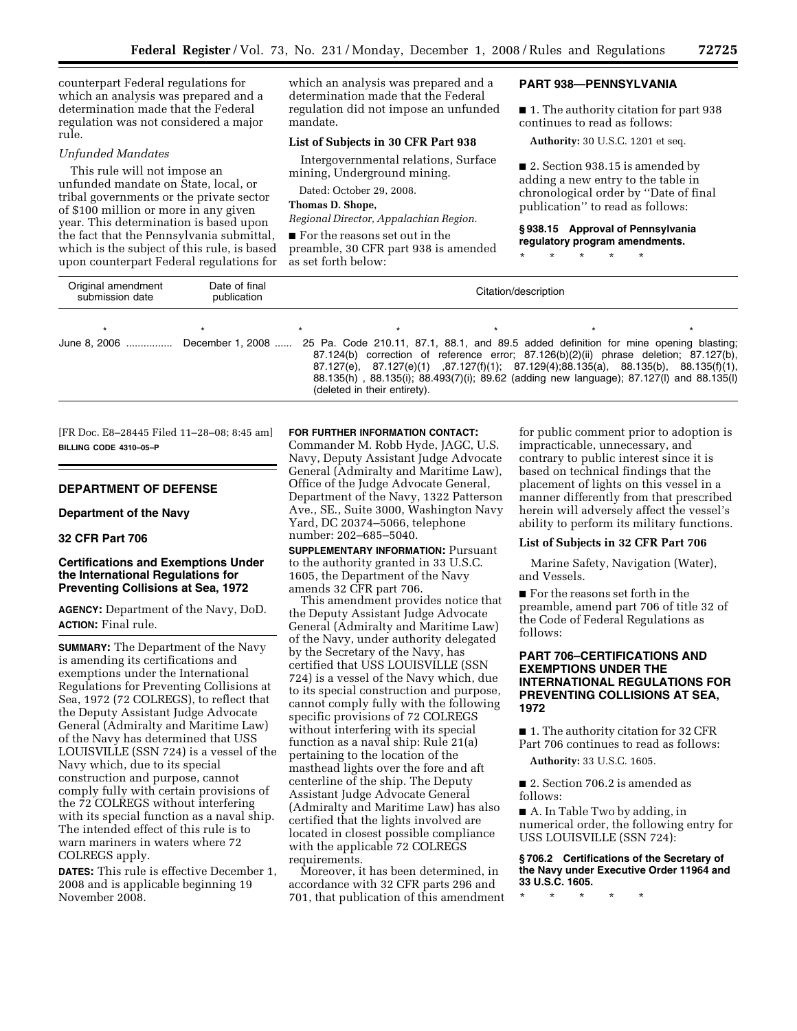counterpart Federal regulations for which an analysis was prepared and a determination made that the Federal regulation was not considered a major rule.

*Unfunded Mandates*

This rule will not impose an unfunded mandate on State, local, or tribal governments or the private sector of $100 million or more in any given year. This determination is based upon the fact that the Pennsylvania submittal, which is the subject of this rule, is based upon counterpart Federal regulations for which an analysis was prepared and a determination made that the Federal regulation did not impose an unfunded mandate.

**List of Subjects in 30 CFR Part 938**

Intergovernmental relations, Surface mining, Underground mining.

Dated: October 29, 2008.

**Thomas D. Shope,**

*Regional Director, Appalachian Region.*

■ For the reasons set out in the preamble, 30 CFR part 938 is amended as set forth below:

**PART 938—PENNSYLVANIA**

■ 1. The authority citation for part 938 continues to read as follows:

**Authority:** 30 U.S.C. 1201 et seq.

■ 2. Section 938.15 is amended by adding a new entry to the table in chronological order by ''Date of final publication'' to read as follows:

**§ 938.15 Approval of Pennsylvania regulatory program amendments.**

\* \* \* \* \*

| Original amendment submission date | Date of final publication | Citation/description |
|---|---|---|
| * | * | * * * * * |
| June 8, 2006 ............... | December 1, 2008 ...... | 25 Pa. Code 210.11, 87.1, 88.1, and 89.5 added definition for mine opening blasting; 87.124(b) correction of reference error; 87.126(b)(2)(ii) phrase deletion; 87.127(b), 87.127(e), 87.127(e)(1) ,87.127(f)(1); 87.129(4);88.135(a), 88.135(b), 88.135(f)(1), 88.135(h) , 88.135(i); 88.493(7)(i); 89.62 (adding new language); 87.127(l) and 88.135(l) (deleted in their entirety). |

[FR Doc. E8–28445 Filed 11–28–08; 8:45 am]

**BILLING CODE 4310–05–P**

## DEPARTMENT OF DEFENSE

### Department of the Navy

### 32 CFR Part 706

### Certifications and Exemptions Under the International Regulations for Preventing Collisions at Sea, 1972

**AGENCY:** Department of the Navy, DoD.

**ACTION:** Final rule.

**SUMMARY:** The Department of the Navy is amending its certifications and exemptions under the International Regulations for Preventing Collisions at Sea, 1972 (72 COLREGS), to reflect that the Deputy Assistant Judge Advocate General (Admiralty and Maritime Law) of the Navy has determined that USS LOUISVILLE (SSN 724) is a vessel of the Navy which, due to its special construction and purpose, cannot comply fully with certain provisions of the 72 COLREGS without interfering with its special function as a naval ship. The intended effect of this rule is to warn mariners in waters where 72 COLREGS apply.

**DATES:** This rule is effective December 1, 2008 and is applicable beginning 19 November 2008.

**FOR FURTHER INFORMATION CONTACT:** Commander M. Robb Hyde, JAGC, U.S. Navy, Deputy Assistant Judge Advocate General (Admiralty and Maritime Law), Office of the Judge Advocate General, Department of the Navy, 1322 Patterson Ave., SE., Suite 3000, Washington Navy Yard, DC 20374–5066, telephone number: 202–685–5040.

**SUPPLEMENTARY INFORMATION:** Pursuant to the authority granted in 33 U.S.C. 1605, the Department of the Navy amends 32 CFR part 706.

This amendment provides notice that the Deputy Assistant Judge Advocate General (Admiralty and Maritime Law) of the Navy, under authority delegated by the Secretary of the Navy, has certified that USS LOUISVILLE (SSN 724) is a vessel of the Navy which, due to its special construction and purpose, cannot comply fully with the following specific provisions of 72 COLREGS without interfering with its special function as a naval ship: Rule 21(a) pertaining to the location of the masthead lights over the fore and aft centerline of the ship. The Deputy Assistant Judge Advocate General (Admiralty and Maritime Law) has also certified that the lights involved are located in closest possible compliance with the applicable 72 COLREGS requirements.

Moreover, it has been determined, in accordance with 32 CFR parts 296 and 701, that publication of this amendment for public comment prior to adoption is impracticable, unnecessary, and contrary to public interest since it is based on technical findings that the placement of lights on this vessel in a manner differently from that prescribed herein will adversely affect the vessel's ability to perform its military functions.

**List of Subjects in 32 CFR Part 706**

Marine Safety, Navigation (Water), and Vessels.

■ For the reasons set forth in the preamble, amend part 706 of title 32 of the Code of Federal Regulations as follows:

**PART 706–CERTIFICATIONS AND EXEMPTIONS UNDER THE INTERNATIONAL REGULATIONS FOR PREVENTING COLLISIONS AT SEA, 1972**

■ 1. The authority citation for 32 CFR Part 706 continues to read as follows:

**Authority:** 33 U.S.C. 1605.

■ 2. Section 706.2 is amended as follows:

■ A. In Table Two by adding, in numerical order, the following entry for USS LOUISVILLE (SSN 724):

**§ 706.2 Certifications of the Secretary of the Navy under Executive Order 11964 and 33 U.S.C. 1605.**

\* \* \* \* \*